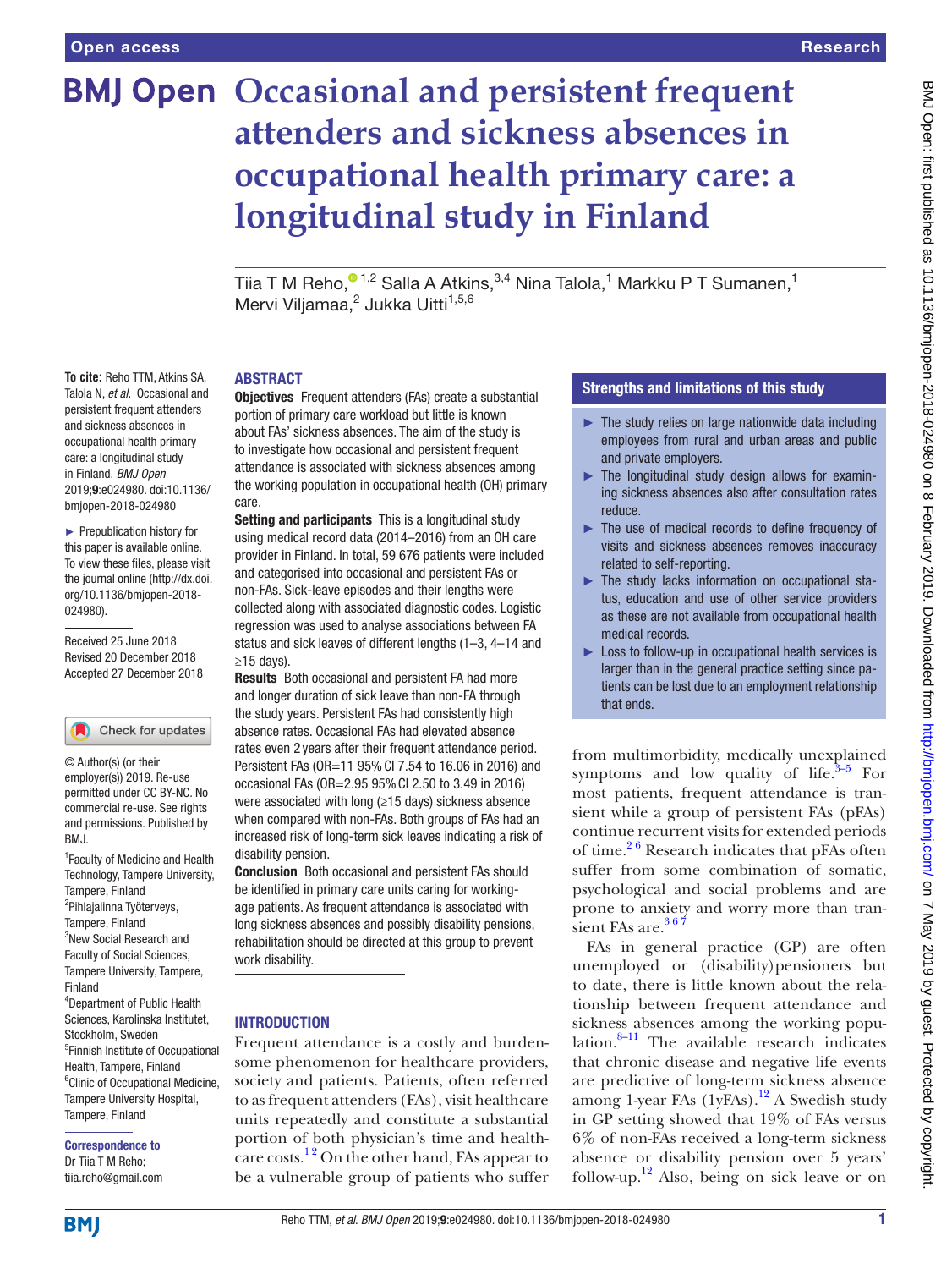# Occasional and persistent frequent attenders and sickness absences in occupational health primary care: a longitudinal study in Finland

Tiia T M Reho,[1,2] Salla A Atkins,[3,4] Nina Talola,[1] Markku P T Sumanen,[1] Mervi Viljamaa,[2] Jukka Uitti[1,5,6]

**To cite:** Reho TTM, Atkins SA, Talola N, *et al.* Occasional and persistent frequent attenders and sickness absences in occupational health primary care: a longitudinal study in Finland. *BMJ Open* 2019;**9**:e024980. doi:10.1136/bmjopen-2018-024980

► Prepublication history for this paper is available online. To view these files, please visit the journal online (http://dx.doi.org/10.1136/bmjopen-2018-024980).

Received 25 June 2018
Revised 20 December 2018
Accepted 27 December 2018

© Author(s) (or their employer(s)) 2019. Re-use permitted under CC BY-NC. No commercial re-use. See rights and permissions. Published by BMJ.

[1]Faculty of Medicine and Health Technology, Tampere University, Tampere, Finland
[2]Pihlajalinna Työterveys, Tampere, Finland
[3]New Social Research and Faculty of Social Sciences, Tampere University, Tampere, Finland
[4]Department of Public Health Sciences, Karolinska Institutet, Stockholm, Sweden
[5]Finnish Institute of Occupational Health, Tampere, Finland
[6]Clinic of Occupational Medicine, Tampere University Hospital, Tampere, Finland

**Correspondence to**
Dr Tiia T M Reho;
tiia.reho@gmail.com

## ABSTRACT

**Objectives** Frequent attenders (FAs) create a substantial portion of primary care workload but little is known about FAs' sickness absences. The aim of the study is to investigate how occasional and persistent frequent attendance is associated with sickness absences among the working population in occupational health (OH) primary care.

**Setting and participants** This is a longitudinal study using medical record data (2014–2016) from an OH care provider in Finland. In total, 59 676 patients were included and categorised into occasional and persistent FAs or non-FAs. Sick-leave episodes and their lengths were collected along with associated diagnostic codes. Logistic regression was used to analyse associations between FA status and sick leaves of different lengths (1–3, 4–14 and ≥15 days).

**Results** Both occasional and persistent FA had more and longer duration of sick leave than non-FA through the study years. Persistent FAs had consistently high absence rates. Occasional FAs had elevated absence rates even 2 years after their frequent attendance period. Persistent FAs (OR=11 95% CI 7.54 to 16.06 in 2016) and occasional FAs (OR=2.95 95% CI 2.50 to 3.49 in 2016) were associated with long (≥15 days) sickness absence when compared with non-FAs. Both groups of FAs had an increased risk of long-term sick leaves indicating a risk of disability pension.

**Conclusion** Both occasional and persistent FAs should be identified in primary care units caring for working-age patients. As frequent attendance is associated with long sickness absences and possibly disability pensions, rehabilitation should be directed at this group to prevent work disability.

### Strengths and limitations of this study

- ► The study relies on large nationwide data including employees from rural and urban areas and public and private employers.
- ► The longitudinal study design allows for examining sickness absences also after consultation rates reduce.
- ► The use of medical records to define frequency of visits and sickness absences removes inaccuracy related to self-reporting.
- ► The study lacks information on occupational status, education and use of other service providers as these are not available from occupational health medical records.
- ► Loss to follow-up in occupational health services is larger than in the general practice setting since patients can be lost due to an employment relationship that ends.

## INTRODUCTION

Frequent attendance is a costly and burdensome phenomenon for healthcare providers, society and patients. Patients, often referred to as frequent attenders (FAs), visit healthcare units repeatedly and constitute a substantial portion of both physician's time and healthcare costs.[1,2] On the other hand, FAs appear to be a vulnerable group of patients who suffer from multimorbidity, medically unexplained symptoms and low quality of life.[3–5] For most patients, frequent attendance is transient while a group of persistent FAs (pFAs) continue recurrent visits for extended periods of time.[2,6] Research indicates that pFAs often suffer from some combination of somatic, psychological and social problems and are prone to anxiety and worry more than transient FAs are.[3,6,7]

FAs in general practice (GP) are often unemployed or (disability)pensioners but to date, there is little known about the relationship between frequent attendance and sickness absences among the working population.[8–11] The available research indicates that chronic disease and negative life events are predictive of long-term sickness absence among 1-year FAs (1yFAs).[12] A Swedish study in GP setting showed that 19% of FAs versus 6% of non-FAs received a long-term sickness absence or disability pension over 5 years' follow-up.[12] Also, being on sick leave or on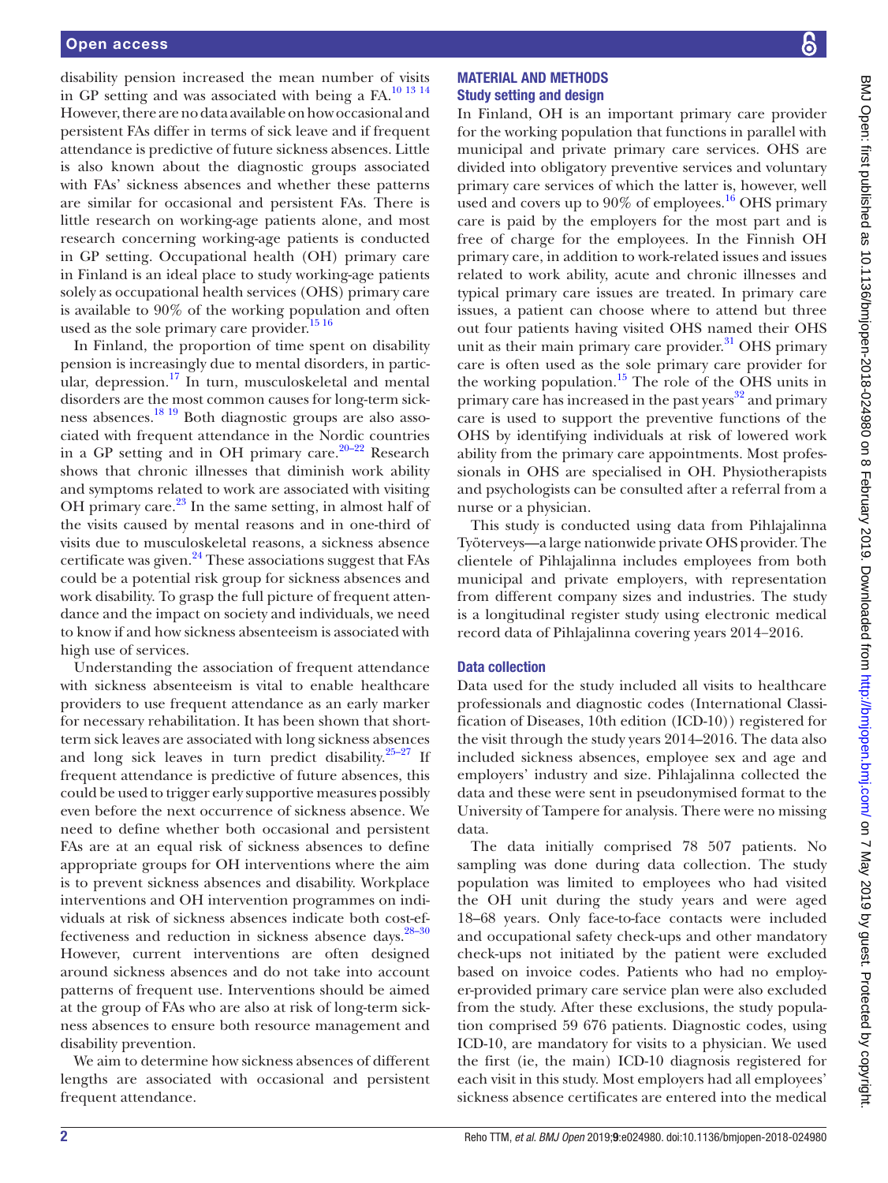disability pension increased the mean number of visits in GP setting and was associated with being a FA.[10 13 14] However, there are no data available on how occasional and persistent FAs differ in terms of sick leave and if frequent attendance is predictive of future sickness absences. Little is also known about the diagnostic groups associated with FAs' sickness absences and whether these patterns are similar for occasional and persistent FAs. There is little research on working-age patients alone, and most research concerning working-age patients is conducted in GP setting. Occupational health (OH) primary care in Finland is an ideal place to study working-age patients solely as occupational health services (OHS) primary care is available to 90% of the working population and often used as the sole primary care provider.[15 16]

In Finland, the proportion of time spent on disability pension is increasingly due to mental disorders, in particular, depression.[17] In turn, musculoskeletal and mental disorders are the most common causes for long-term sickness absences.[18 19] Both diagnostic groups are also associated with frequent attendance in the Nordic countries in a GP setting and in OH primary care.[20–22] Research shows that chronic illnesses that diminish work ability and symptoms related to work are associated with visiting OH primary care.[23] In the same setting, in almost half of the visits caused by mental reasons and in one-third of visits due to musculoskeletal reasons, a sickness absence certificate was given.[24] These associations suggest that FAs could be a potential risk group for sickness absences and work disability. To grasp the full picture of frequent attendance and the impact on society and individuals, we need to know if and how sickness absenteeism is associated with high use of services.

Understanding the association of frequent attendance with sickness absenteeism is vital to enable healthcare providers to use frequent attendance as an early marker for necessary rehabilitation. It has been shown that short-term sick leaves are associated with long sickness absences and long sick leaves in turn predict disability.[25–27] If frequent attendance is predictive of future absences, this could be used to trigger early supportive measures possibly even before the next occurrence of sickness absence. We need to define whether both occasional and persistent FAs are at an equal risk of sickness absences to define appropriate groups for OH interventions where the aim is to prevent sickness absences and disability. Workplace interventions and OH intervention programmes on individuals at risk of sickness absences indicate both cost-effectiveness and reduction in sickness absence days.[28–30] However, current interventions are often designed around sickness absences and do not take into account patterns of frequent use. Interventions should be aimed at the group of FAs who are also at risk of long-term sickness absences to ensure both resource management and disability prevention.

We aim to determine how sickness absences of different lengths are associated with occasional and persistent frequent attendance.

## MATERIAL AND METHODS

### Study setting and design

In Finland, OH is an important primary care provider for the working population that functions in parallel with municipal and private primary care services. OHS are divided into obligatory preventive services and voluntary primary care services of which the latter is, however, well used and covers up to 90% of employees.[16] OHS primary care is paid by the employers for the most part and is free of charge for the employees. In the Finnish OH primary care, in addition to work-related issues and issues related to work ability, acute and chronic illnesses and typical primary care issues are treated. In primary care issues, a patient can choose where to attend but three out four patients having visited OHS named their OHS unit as their main primary care provider.[31] OHS primary care is often used as the sole primary care provider for the working population.[15] The role of the OHS units in primary care has increased in the past years[32] and primary care is used to support the preventive functions of the OHS by identifying individuals at risk of lowered work ability from the primary care appointments. Most professionals in OHS are specialised in OH. Physiotherapists and psychologists can be consulted after a referral from a nurse or a physician.

This study is conducted using data from Pihlajalinna Työterveys—a large nationwide private OHS provider. The clientele of Pihlajalinna includes employees from both municipal and private employers, with representation from different company sizes and industries. The study is a longitudinal register study using electronic medical record data of Pihlajalinna covering years 2014–2016.

### Data collection

Data used for the study included all visits to healthcare professionals and diagnostic codes (International Classification of Diseases, 10th edition (ICD-10)) registered for the visit through the study years 2014–2016. The data also included sickness absences, employee sex and age and employers' industry and size. Pihlajalinna collected the data and these were sent in pseudonymised format to the University of Tampere for analysis. There were no missing data.

The data initially comprised 78 507 patients. No sampling was done during data collection. The study population was limited to employees who had visited the OH unit during the study years and were aged 18–68 years. Only face-to-face contacts were included and occupational safety check-ups and other mandatory check-ups not initiated by the patient were excluded based on invoice codes. Patients who had no employer-provided primary care service plan were also excluded from the study. After these exclusions, the study population comprised 59 676 patients. Diagnostic codes, using ICD-10, are mandatory for visits to a physician. We used the first (ie, the main) ICD-10 diagnosis registered for each visit in this study. Most employers had all employees' sickness absence certificates are entered into the medical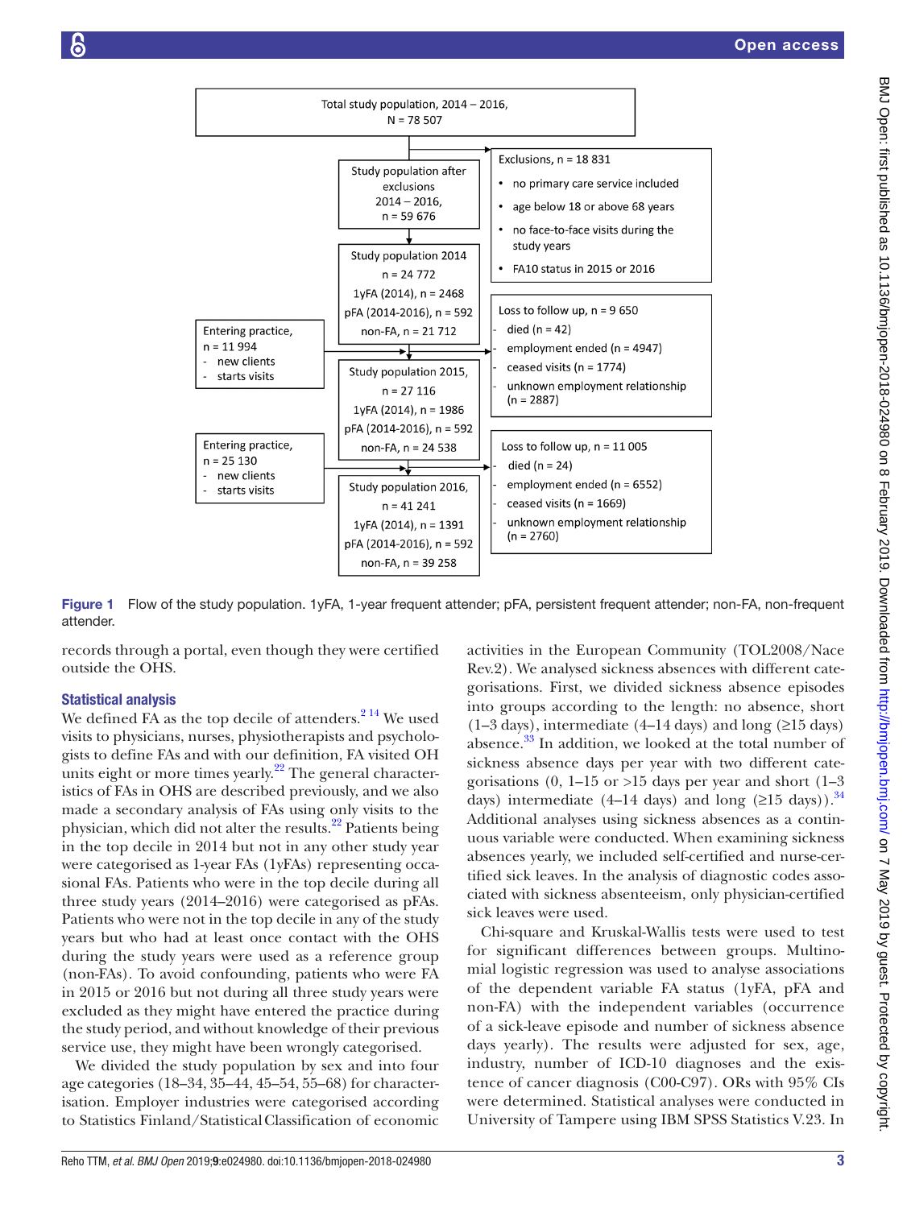Total study population, 2014 – 2016, N = 78 507

Exclusions, n = 18 831
- no primary care service included
- age below 18 or above 68 years
- no face-to-face visits during the study years
- FA10 status in 2015 or 2016

Study population after exclusions 2014 – 2016, n = 59 676

Study population 2014
n = 24 772
1yFA (2014), n = 2468
pFA (2014-2016), n = 592
non-FA, n = 21 712

Entering practice, n = 11 994
- new clients
- starts visits

Loss to follow up, n = 9 650
- died (n = 42)
- employment ended (n = 4947)
- ceased visits (n = 1774)
- unknown employment relationship (n = 2887)

Study population 2015,
n = 27 116
1yFA (2014), n = 1986
pFA (2014-2016), n = 592
non-FA, n = 24 538

Entering practice, n = 25 130
- new clients
- starts visits

Loss to follow up, n = 11 005
- died (n = 24)
- employment ended (n = 6552)
- ceased visits (n = 1669)
- unknown employment relationship (n = 2760)

Study population 2016,
n = 41 241
1yFA (2014), n = 1391
pFA (2014-2016), n = 592
non-FA, n = 39 258

**Figure 1** Flow of the study population. 1yFA, 1-year frequent attender; pFA, persistent frequent attender; non-FA, non-frequent attender.

records through a portal, even though they were certified outside the OHS.

## Statistical analysis

We defined FA as the top decile of attenders.[2 14] We used visits to physicians, nurses, physiotherapists and psychologists to define FAs and with our definition, FA visited OH units eight or more times yearly.[22] The general characteristics of FAs in OHS are described previously, and we also made a secondary analysis of FAs using only visits to the physician, which did not alter the results.[22] Patients being in the top decile in 2014 but not in any other study year were categorised as 1-year FAs (1yFAs) representing occasional FAs. Patients who were in the top decile during all three study years (2014–2016) were categorised as pFAs. Patients who were not in the top decile in any of the study years but who had at least once contact with the OHS during the study years were used as a reference group (non-FAs). To avoid confounding, patients who were FA in 2015 or 2016 but not during all three study years were excluded as they might have entered the practice during the study period, and without knowledge of their previous service use, they might have been wrongly categorised.

We divided the study population by sex and into four age categories (18–34, 35–44, 45–54, 55–68) for characterisation. Employer industries were categorised according to Statistics Finland/Statistical Classification of economic activities in the European Community (TOL2008/Nace Rev.2). We analysed sickness absences with different categorisations. First, we divided sickness absence episodes into groups according to the length: no absence, short (1–3 days), intermediate (4–14 days) and long (≥15 days) absence.[33] In addition, we looked at the total number of sickness absence days per year with two different categorisations (0, 1–15 or >15 days per year and short (1–3 days) intermediate (4–14 days) and long (≥15 days)).[34] Additional analyses using sickness absences as a continuous variable were conducted. When examining sickness absences yearly, we included self-certified and nurse-certified sick leaves. In the analysis of diagnostic codes associated with sickness absenteeism, only physician-certified sick leaves were used.

Chi-square and Kruskal-Wallis tests were used to test for significant differences between groups. Multinomial logistic regression was used to analyse associations of the dependent variable FA status (1yFA, pFA and non-FA) with the independent variables (occurrence of a sick-leave episode and number of sickness absence days yearly). The results were adjusted for sex, age, industry, number of ICD-10 diagnoses and the existence of cancer diagnosis (C00-C97). ORs with 95% CIs were determined. Statistical analyses were conducted in University of Tampere using IBM SPSS Statistics V.23. In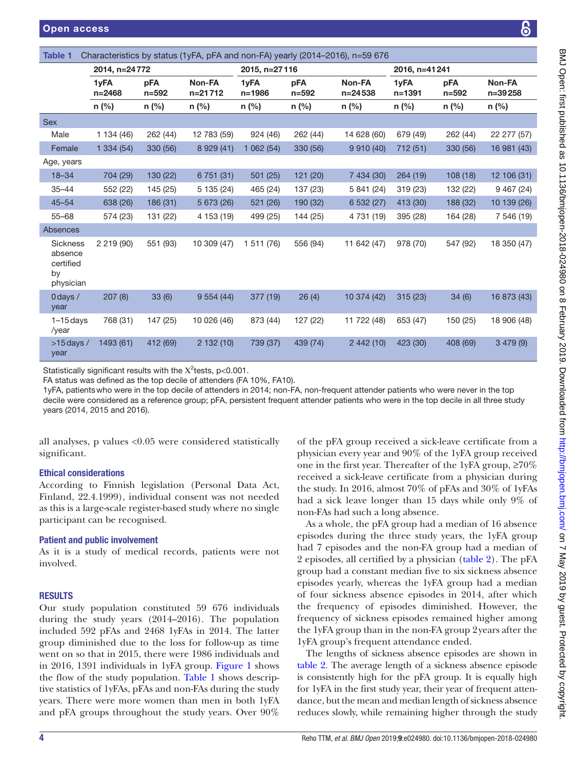**Table 1** Characteristics by status (1yFA, pFA and non-FA) yearly (2014–2016), n=59 676

| | 2014, n=24 772 | | | 2015, n=27 116 | | | 2016, n=41 241 | | |
|---|---|---|---|---|---|---|---|---|---|
| | 1yFA n=2468 | pFA n=592 | Non-FA n=21 712 | 1yFA n=1986 | pFA n=592 | Non-FA n=24 538 | 1yFA n=1391 | pFA n=592 | Non-FA n=39 258 |
| | n (%) | n (%) | n (%) | n (%) | n (%) | n (%) | n (%) | n (%) | n (%) |
| **Sex** | | | | | | | | | |
| Male | 1 134 (46) | 262 (44) | 12 783 (59) | 924 (46) | 262 (44) | 14 628 (60) | 679 (49) | 262 (44) | 22 277 (57) |
| Female | 1 334 (54) | 330 (56) | 8 929 (41) | 1 062 (54) | 330 (56) | 9 910 (40) | 712 (51) | 330 (56) | 16 981 (43) |
| **Age, years** | | | | | | | | | |
| 18–34 | 704 (29) | 130 (22) | 6 751 (31) | 501 (25) | 121 (20) | 7 434 (30) | 264 (19) | 108 (18) | 12 106 (31) |
| 35–44 | 552 (22) | 145 (25) | 5 135 (24) | 465 (24) | 137 (23) | 5 841 (24) | 319 (23) | 132 (22) | 9 467 (24) |
| 45–54 | 638 (26) | 186 (31) | 5 673 (26) | 521 (26) | 190 (32) | 6 532 (27) | 413 (30) | 188 (32) | 10 139 (26) |
| 55–68 | 574 (23) | 131 (22) | 4 153 (19) | 499 (25) | 144 (25) | 4 731 (19) | 395 (28) | 164 (28) | 7 546 (19) |
| **Absences** | | | | | | | | | |
| Sickness absence certified by physician | 2 219 (90) | 551 (93) | 10 309 (47) | 1 511 (76) | 556 (94) | 11 642 (47) | 978 (70) | 547 (92) | 18 350 (47) |
| 0 days / year | 207 (8) | 33 (6) | 9 554 (44) | 377 (19) | 26 (4) | 10 374 (42) | 315 (23) | 34 (6) | 16 873 (43) |
| 1–15 days /year | 768 (31) | 147 (25) | 10 026 (46) | 873 (44) | 127 (22) | 11 722 (48) | 653 (47) | 150 (25) | 18 906 (48) |
| >15 days / year | 1493 (61) | 412 (69) | 2 132 (10) | 739 (37) | 439 (74) | 2 442 (10) | 423 (30) | 408 (69) | 3 479 (9) |

Statistically significant results with the $X^2$tests, p<0.001.
FA status was defined as the top decile of attenders (FA 10%, FA10).
1yFA, patients who were in the top decile of attenders in 2014; non-FA, non-frequent attender patients who were never in the top decile were considered as a reference group; pFA, persistent frequent attender patients who were in the top decile in all three study years (2014, 2015 and 2016).

all analyses, p values <0.05 were considered statistically significant.

### Ethical considerations

According to Finnish legislation (Personal Data Act, Finland, 22.4.1999), individual consent was not needed as this is a large-scale register-based study where no single participant can be recognised.

### Patient and public involvement

As it is a study of medical records, patients were not involved.

## RESULTS

Our study population constituted 59 676 individuals during the study years (2014–2016). The population included 592 pFAs and 2468 1yFAs in 2014. The latter group diminished due to the loss for follow-up as time went on so that in 2015, there were 1986 individuals and in 2016, 1391 individuals in 1yFA group. Figure 1 shows the flow of the study population. Table 1 shows descriptive statistics of 1yFAs, pFAs and non-FAs during the study years. There were more women than men in both 1yFA and pFA groups throughout the study years. Over 90% of the pFA group received a sick-leave certificate from a physician every year and 90% of the 1yFA group received one in the first year. Thereafter of the 1yFA group, ≥70% received a sick-leave certificate from a physician during the study. In 2016, almost 70% of pFAs and 30% of 1yFAs had a sick leave longer than 15 days while only 9% of non-FAs had such a long absence.

As a whole, the pFA group had a median of 16 absence episodes during the three study years, the 1yFA group had 7 episodes and the non-FA group had a median of 2 episodes, all certified by a physician (table 2). The pFA group had a constant median five to six sickness absence episodes yearly, whereas the 1yFA group had a median of four sickness absence episodes in 2014, after which the frequency of episodes diminished. However, the frequency of sickness episodes remained higher among the 1yFA group than in the non-FA group 2 years after the 1yFA group's frequent attendance ended.

The lengths of sickness absence episodes are shown in table 2. The average length of a sickness absence episode is consistently high for the pFA group. It is equally high for 1yFA in the first study year, their year of frequent attendance, but the mean and median length of sickness absence reduces slowly, while remaining higher through the study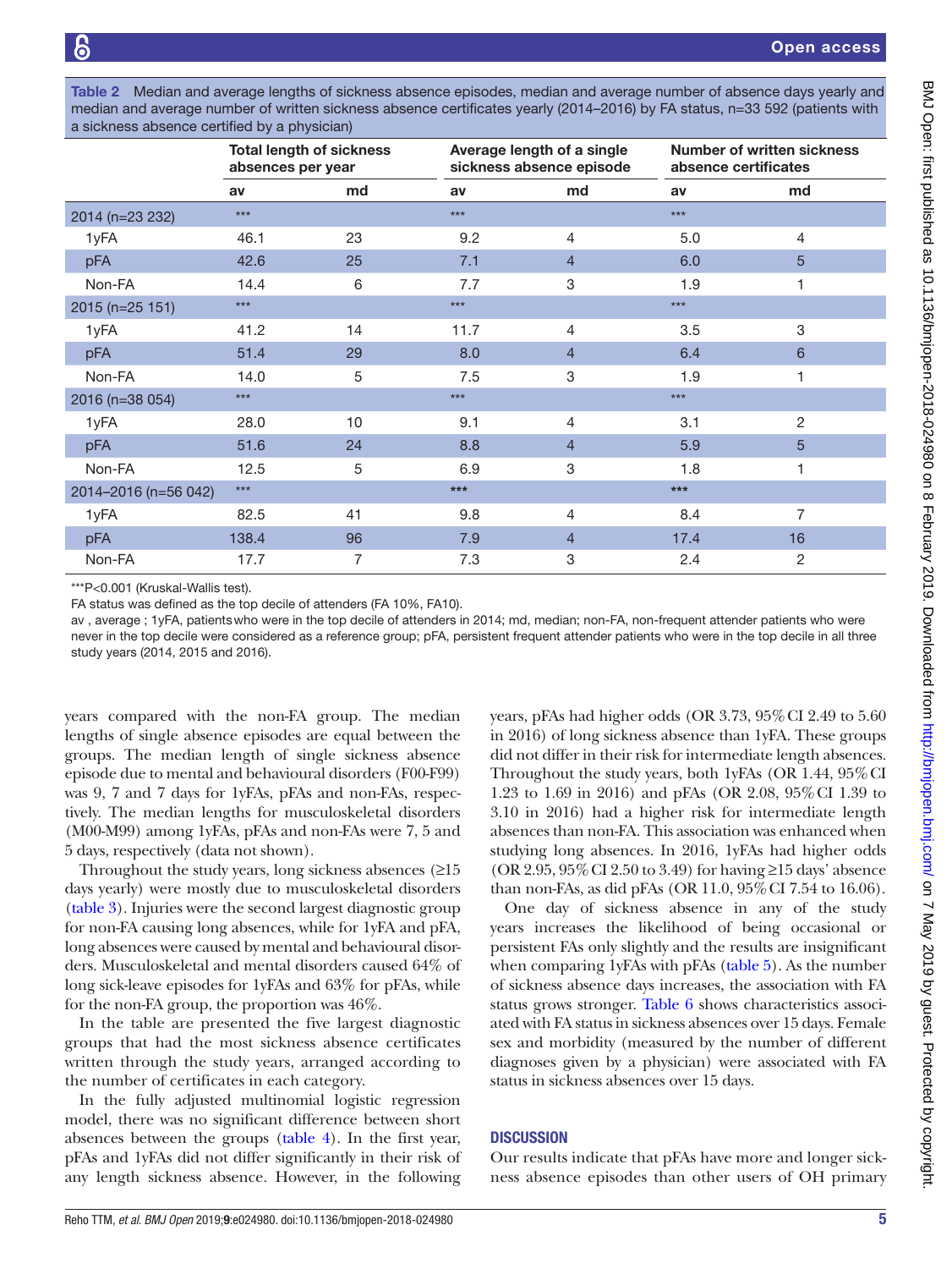**Table 2** Median and average lengths of sickness absence episodes, median and average number of absence days yearly and median and average number of written sickness absence certificates yearly (2014–2016) by FA status, n=33 592 (patients with a sickness absence certified by a physician)

| | Total length of sickness absences per year | | Average length of a single sickness absence episode | | Number of written sickness absence certificates | |
|---|---|---|---|---|---|---|
| | av | md | av | md | av | md |
| 2014 (n=23 232) | *** | | *** | | *** | |
| 1yFA | 46.1 | 23 | 9.2 | 4 | 5.0 | 4 |
| pFA | 42.6 | 25 | 7.1 | 4 | 6.0 | 5 |
| Non-FA | 14.4 | 6 | 7.7 | 3 | 1.9 | 1 |
| 2015 (n=25 151) | *** | | *** | | *** | |
| 1yFA | 41.2 | 14 | 11.7 | 4 | 3.5 | 3 |
| pFA | 51.4 | 29 | 8.0 | 4 | 6.4 | 6 |
| Non-FA | 14.0 | 5 | 7.5 | 3 | 1.9 | 1 |
| 2016 (n=38 054) | *** | | *** | | *** | |
| 1yFA | 28.0 | 10 | 9.1 | 4 | 3.1 | 2 |
| pFA | 51.6 | 24 | 8.8 | 4 | 5.9 | 5 |
| Non-FA | 12.5 | 5 | 6.9 | 3 | 1.8 | 1 |
| 2014–2016 (n=56 042) | *** | | *** | | *** | |
| 1yFA | 82.5 | 41 | 9.8 | 4 | 8.4 | 7 |
| pFA | 138.4 | 96 | 7.9 | 4 | 17.4 | 16 |
| Non-FA | 17.7 | 7 | 7.3 | 3 | 2.4 | 2 |

***P<0.001 (Kruskal-Wallis test).

FA status was defined as the top decile of attenders (FA 10%, FA10).

av , average ; 1yFA, patients who were in the top decile of attenders in 2014; md, median; non-FA, non-frequent attender patients who were never in the top decile were considered as a reference group; pFA, persistent frequent attender patients who were in the top decile in all three study years (2014, 2015 and 2016).

years compared with the non-FA group. The median lengths of single absence episodes are equal between the groups. The median length of single sickness absence episode due to mental and behavioural disorders (F00-F99) was 9, 7 and 7 days for 1yFAs, pFAs and non-FAs, respectively. The median lengths for musculoskeletal disorders (M00-M99) among 1yFAs, pFAs and non-FAs were 7, 5 and 5 days, respectively (data not shown).

Throughout the study years, long sickness absences (≥15 days yearly) were mostly due to musculoskeletal disorders (table 3). Injuries were the second largest diagnostic group for non-FA causing long absences, while for 1yFA and pFA, long absences were caused by mental and behavioural disorders. Musculoskeletal and mental disorders caused 64% of long sick-leave episodes for 1yFAs and 63% for pFAs, while for the non-FA group, the proportion was 46%.

In the table are presented the five largest diagnostic groups that had the most sickness absence certificates written through the study years, arranged according to the number of certificates in each category.

In the fully adjusted multinomial logistic regression model, there was no significant difference between short absences between the groups (table 4). In the first year, pFAs and 1yFAs did not differ significantly in their risk of any length sickness absence. However, in the following years, pFAs had higher odds (OR 3.73, 95% CI 2.49 to 5.60 in 2016) of long sickness absence than 1yFA. These groups did not differ in their risk for intermediate length absences. Throughout the study years, both 1yFAs (OR 1.44, 95% CI 1.23 to 1.69 in 2016) and pFAs (OR 2.08, 95% CI 1.39 to 3.10 in 2016) had a higher risk for intermediate length absences than non-FA. This association was enhanced when studying long absences. In 2016, 1yFAs had higher odds (OR 2.95, 95% CI 2.50 to 3.49) for having ≥15 days' absence than non-FAs, as did pFAs (OR 11.0, 95% CI 7.54 to 16.06).

One day of sickness absence in any of the study years increases the likelihood of being occasional or persistent FAs only slightly and the results are insignificant when comparing 1yFAs with pFAs (table 5). As the number of sickness absence days increases, the association with FA status grows stronger. Table 6 shows characteristics associated with FA status in sickness absences over 15 days. Female sex and morbidity (measured by the number of different diagnoses given by a physician) were associated with FA status in sickness absences over 15 days.

## DISCUSSION

Our results indicate that pFAs have more and longer sickness absence episodes than other users of OH primary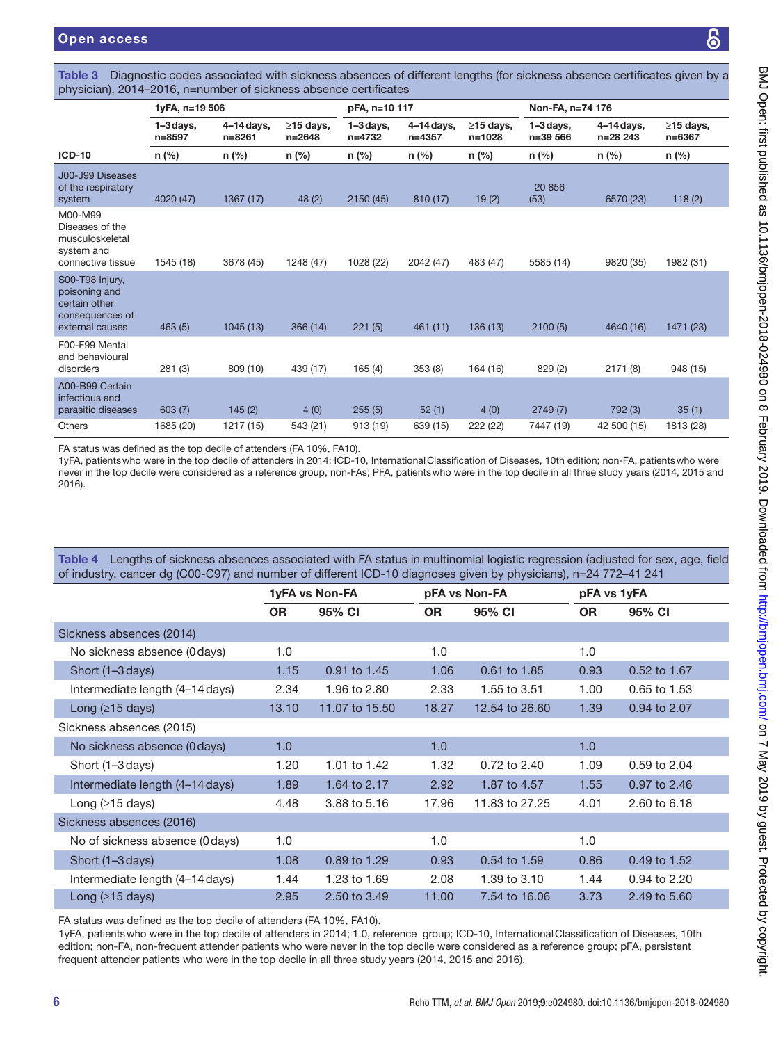**Table 3** Diagnostic codes associated with sickness absences of different lengths (for sickness absence certificates given by a physician), 2014–2016, n=number of sickness absence certificates

| | 1yFA, n=19 506 | | | pFA, n=10 117 | | | Non-FA, n=74 176 | | |
|---|---|---|---|---|---|---|---|---|---|
| | 1–3 days, n=8597 | 4–14 days, n=8261 | ≥15 days, n=2648 | 1–3 days, n=4732 | 4–14 days, n=4357 | ≥15 days, n=1028 | 1–3 days, n=39 566 | 4–14 days, n=28 243 | ≥15 days, n=6367 |
| **ICD-10** | n (%) | n (%) | n (%) | n (%) | n (%) | n (%) | n (%) | n (%) | n (%) |
| J00-J99 Diseases of the respiratory system | 4020 (47) | 1367 (17) | 48 (2) | 2150 (45) | 810 (17) | 19 (2) | 20 856 (53) | 6570 (23) | 118 (2) |
| M00-M99 Diseases of the musculoskeletal system and connective tissue | 1545 (18) | 3678 (45) | 1248 (47) | 1028 (22) | 2042 (47) | 483 (47) | 5585 (14) | 9820 (35) | 1982 (31) |
| S00-T98 Injury, poisoning and certain other consequences of external causes | 463 (5) | 1045 (13) | 366 (14) | 221 (5) | 461 (11) | 136 (13) | 2100 (5) | 4640 (16) | 1471 (23) |
| F00-F99 Mental and behavioural disorders | 281 (3) | 809 (10) | 439 (17) | 165 (4) | 353 (8) | 164 (16) | 829 (2) | 2171 (8) | 948 (15) |
| A00-B99 Certain infectious and parasitic diseases | 603 (7) | 145 (2) | 4 (0) | 255 (5) | 52 (1) | 4 (0) | 2749 (7) | 792 (3) | 35 (1) |
| Others | 1685 (20) | 1217 (15) | 543 (21) | 913 (19) | 639 (15) | 222 (22) | 7447 (19) | 42 500 (15) | 1813 (28) |

FA status was defined as the top decile of attenders (FA 10%, FA10).
1yFA, patients who were in the top decile of attenders in 2014; ICD-10, International Classification of Diseases, 10th edition; non-FA, patients who were never in the top decile were considered as a reference group, non-FAs; PFA, patients who were in the top decile in all three study years (2014, 2015 and 2016).

**Table 4** Lengths of sickness absences associated with FA status in multinomial logistic regression (adjusted for sex, age, field of industry, cancer dg (C00-C97) and number of different ICD-10 diagnoses given by physicians), n=24 772–41 241

| | 1yFA vs Non-FA | | pFA vs Non-FA | | pFA vs 1yFA | |
|---|---|---|---|---|---|---|
| | OR | 95% CI | OR | 95% CI | OR | 95% CI |
| Sickness absences (2014) | | | | | | |
| No sickness absence (0 days) | 1.0 | | 1.0 | | 1.0 | |
| Short (1–3 days) | 1.15 | 0.91 to 1.45 | 1.06 | 0.61 to 1.85 | 0.93 | 0.52 to 1.67 |
| Intermediate length (4–14 days) | 2.34 | 1.96 to 2.80 | 2.33 | 1.55 to 3.51 | 1.00 | 0.65 to 1.53 |
| Long (≥15 days) | 13.10 | 11.07 to 15.50 | 18.27 | 12.54 to 26.60 | 1.39 | 0.94 to 2.07 |
| Sickness absences (2015) | | | | | | |
| No sickness absence (0 days) | 1.0 | | 1.0 | | 1.0 | |
| Short (1–3 days) | 1.20 | 1.01 to 1.42 | 1.32 | 0.72 to 2.40 | 1.09 | 0.59 to 2.04 |
| Intermediate length (4–14 days) | 1.89 | 1.64 to 2.17 | 2.92 | 1.87 to 4.57 | 1.55 | 0.97 to 2.46 |
| Long (≥15 days) | 4.48 | 3.88 to 5.16 | 17.96 | 11.83 to 27.25 | 4.01 | 2.60 to 6.18 |
| Sickness absences (2016) | | | | | | |
| No of sickness absence (0 days) | 1.0 | | 1.0 | | 1.0 | |
| Short (1–3 days) | 1.08 | 0.89 to 1.29 | 0.93 | 0.54 to 1.59 | 0.86 | 0.49 to 1.52 |
| Intermediate length (4–14 days) | 1.44 | 1.23 to 1.69 | 2.08 | 1.39 to 3.10 | 1.44 | 0.94 to 2.20 |
| Long (≥15 days) | 2.95 | 2.50 to 3.49 | 11.00 | 7.54 to 16.06 | 3.73 | 2.49 to 5.60 |

FA status was defined as the top decile of attenders (FA 10%, FA10).
1yFA, patients who were in the top decile of attenders in 2014; 1.0, reference group; ICD-10, International Classification of Diseases, 10th edition; non-FA, non-frequent attender patients who were never in the top decile were considered as a reference group; pFA, persistent frequent attender patients who were in the top decile in all three study years (2014, 2015 and 2016).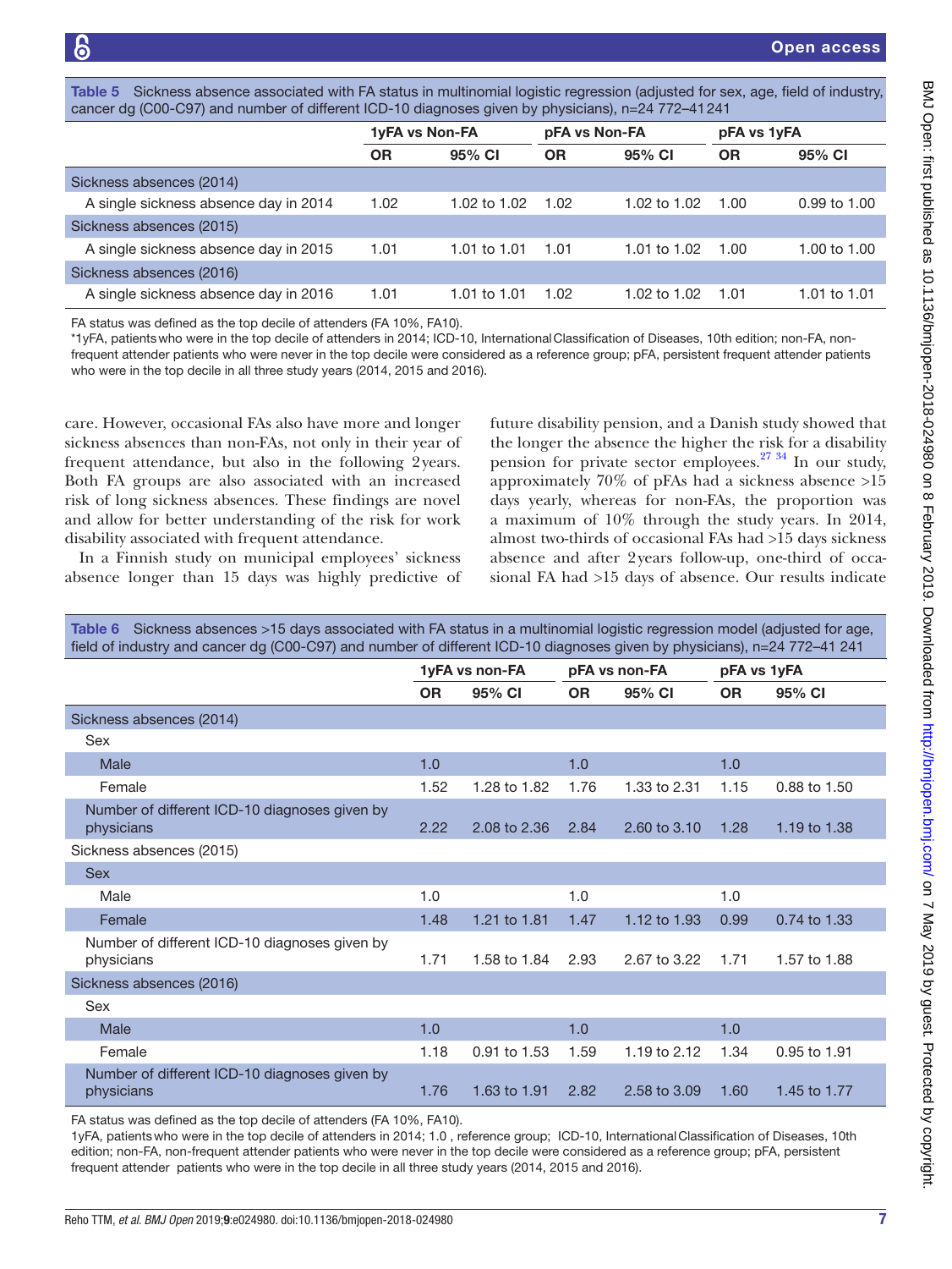**Table 5** Sickness absence associated with FA status in multinomial logistic regression (adjusted for sex, age, field of industry, cancer dg (C00-C97) and number of different ICD-10 diagnoses given by physicians), n=24 772–41 241

| | 1yFA vs Non-FA | | pFA vs Non-FA | | pFA vs 1yFA | |
|---|---|---|---|---|---|---|
| | OR | 95% CI | OR | 95% CI | OR | 95% CI |
| Sickness absences (2014) | | | | | | |
| A single sickness absence day in 2014 | 1.02 | 1.02 to 1.02 | 1.02 | 1.02 to 1.02 | 1.00 | 0.99 to 1.00 |
| Sickness absences (2015) | | | | | | |
| A single sickness absence day in 2015 | 1.01 | 1.01 to 1.01 | 1.01 | 1.01 to 1.02 | 1.00 | 1.00 to 1.00 |
| Sickness absences (2016) | | | | | | |
| A single sickness absence day in 2016 | 1.01 | 1.01 to 1.01 | 1.02 | 1.02 to 1.02 | 1.01 | 1.01 to 1.01 |

FA status was defined as the top decile of attenders (FA 10%, FA10).

*1yFA, patients who were in the top decile of attenders in 2014; ICD-10, International Classification of Diseases, 10th edition; non-FA, non-frequent attender patients who were never in the top decile were considered as a reference group; pFA, persistent frequent attender patients who were in the top decile in all three study years (2014, 2015 and 2016).

care. However, occasional FAs also have more and longer sickness absences than non-FAs, not only in their year of frequent attendance, but also in the following 2 years. Both FA groups are also associated with an increased risk of long sickness absences. These findings are novel and allow for better understanding of the risk for work disability associated with frequent attendance.

In a Finnish study on municipal employees' sickness absence longer than 15 days was highly predictive of future disability pension, and a Danish study showed that the longer the absence the higher the risk for a disability pension for private sector employees.[27 34] In our study, approximately 70% of pFAs had a sickness absence >15 days yearly, whereas for non-FAs, the proportion was a maximum of 10% through the study years. In 2014, almost two-thirds of occasional FAs had >15 days sickness absence and after 2 years follow-up, one-third of occasional FA had >15 days of absence. Our results indicate

**Table 6** Sickness absences >15 days associated with FA status in a multinomial logistic regression model (adjusted for age, field of industry and cancer dg (C00-C97) and number of different ICD-10 diagnoses given by physicians), n=24 772–41 241

| | 1yFA vs non-FA | | pFA vs non-FA | | pFA vs 1yFA | |
|---|---|---|---|---|---|---|
| | OR | 95% CI | OR | 95% CI | OR | 95% CI |
| Sickness absences (2014) | | | | | | |
| Sex | | | | | | |
| Male | 1.0 | | 1.0 | | 1.0 | |
| Female | 1.52 | 1.28 to 1.82 | 1.76 | 1.33 to 2.31 | 1.15 | 0.88 to 1.50 |
| Number of different ICD-10 diagnoses given by physicians | 2.22 | 2.08 to 2.36 | 2.84 | 2.60 to 3.10 | 1.28 | 1.19 to 1.38 |
| Sickness absences (2015) | | | | | | |
| Sex | | | | | | |
| Male | 1.0 | | 1.0 | | 1.0 | |
| Female | 1.48 | 1.21 to 1.81 | 1.47 | 1.12 to 1.93 | 0.99 | 0.74 to 1.33 |
| Number of different ICD-10 diagnoses given by physicians | 1.71 | 1.58 to 1.84 | 2.93 | 2.67 to 3.22 | 1.71 | 1.57 to 1.88 |
| Sickness absences (2016) | | | | | | |
| Sex | | | | | | |
| Male | 1.0 | | 1.0 | | 1.0 | |
| Female | 1.18 | 0.91 to 1.53 | 1.59 | 1.19 to 2.12 | 1.34 | 0.95 to 1.91 |
| Number of different ICD-10 diagnoses given by physicians | 1.76 | 1.63 to 1.91 | 2.82 | 2.58 to 3.09 | 1.60 | 1.45 to 1.77 |

FA status was defined as the top decile of attenders (FA 10%, FA10).

1yFA, patients who were in the top decile of attenders in 2014; 1.0 , reference group; ICD-10, International Classification of Diseases, 10th edition; non-FA, non-frequent attender patients who were never in the top decile were considered as a reference group; pFA, persistent frequent attender patients who were in the top decile in all three study years (2014, 2015 and 2016).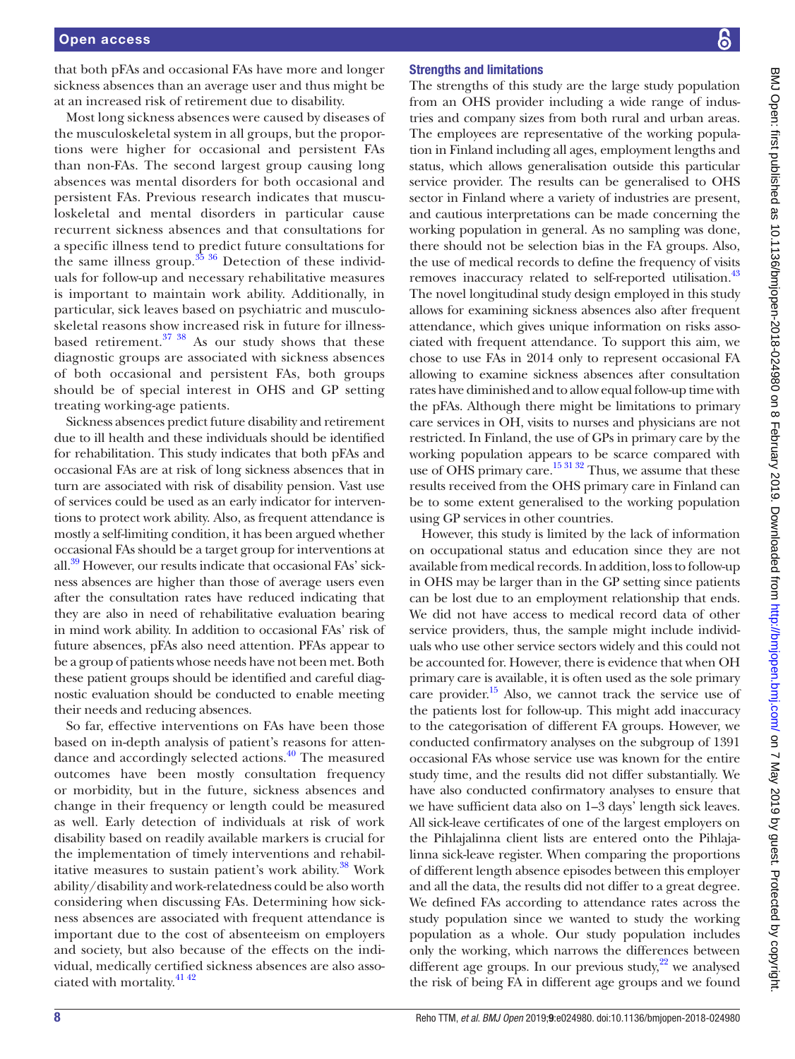that both pFAs and occasional FAs have more and longer sickness absences than an average user and thus might be at an increased risk of retirement due to disability.

Most long sickness absences were caused by diseases of the musculoskeletal system in all groups, but the proportions were higher for occasional and persistent FAs than non-FAs. The second largest group causing long absences was mental disorders for both occasional and persistent FAs. Previous research indicates that musculoskeletal and mental disorders in particular cause recurrent sickness absences and that consultations for a specific illness tend to predict future consultations for the same illness group.[35 36] Detection of these individuals for follow-up and necessary rehabilitative measures is important to maintain work ability. Additionally, in particular, sick leaves based on psychiatric and musculoskeletal reasons show increased risk in future for illness-based retirement.[37 38] As our study shows that these diagnostic groups are associated with sickness absences of both occasional and persistent FAs, both groups should be of special interest in OHS and GP setting treating working-age patients.

Sickness absences predict future disability and retirement due to ill health and these individuals should be identified for rehabilitation. This study indicates that both pFAs and occasional FAs are at risk of long sickness absences that in turn are associated with risk of disability pension. Vast use of services could be used as an early indicator for interventions to protect work ability. Also, as frequent attendance is mostly a self-limiting condition, it has been argued whether occasional FAs should be a target group for interventions at all.[39] However, our results indicate that occasional FAs' sickness absences are higher than those of average users even after the consultation rates have reduced indicating that they are also in need of rehabilitative evaluation bearing in mind work ability. In addition to occasional FAs' risk of future absences, pFAs also need attention. PFAs appear to be a group of patients whose needs have not been met. Both these patient groups should be identified and careful diagnostic evaluation should be conducted to enable meeting their needs and reducing absences.

So far, effective interventions on FAs have been those based on in-depth analysis of patient's reasons for attendance and accordingly selected actions.[40] The measured outcomes have been mostly consultation frequency or morbidity, but in the future, sickness absences and change in their frequency or length could be measured as well. Early detection of individuals at risk of work disability based on readily available markers is crucial for the implementation of timely interventions and rehabilitative measures to sustain patient's work ability.[38] Work ability/disability and work-relatedness could be also worth considering when discussing FAs. Determining how sickness absences are associated with frequent attendance is important due to the cost of absenteeism on employers and society, but also because of the effects on the individual, medically certified sickness absences are also associated with mortality.[41 42]

## Strengths and limitations

The strengths of this study are the large study population from an OHS provider including a wide range of industries and company sizes from both rural and urban areas. The employees are representative of the working population in Finland including all ages, employment lengths and status, which allows generalisation outside this particular service provider. The results can be generalised to OHS sector in Finland where a variety of industries are present, and cautious interpretations can be made concerning the working population in general. As no sampling was done, there should not be selection bias in the FA groups. Also, the use of medical records to define the frequency of visits removes inaccuracy related to self-reported utilisation.[43] The novel longitudinal study design employed in this study allows for examining sickness absences also after frequent attendance, which gives unique information on risks associated with frequent attendance. To support this aim, we chose to use FAs in 2014 only to represent occasional FA allowing to examine sickness absences after consultation rates have diminished and to allow equal follow-up time with the pFAs. Although there might be limitations to primary care services in OH, visits to nurses and physicians are not restricted. In Finland, the use of GPs in primary care by the working population appears to be scarce compared with use of OHS primary care.[15 31 32] Thus, we assume that these results received from the OHS primary care in Finland can be to some extent generalised to the working population using GP services in other countries.

However, this study is limited by the lack of information on occupational status and education since they are not available from medical records. In addition, loss to follow-up in OHS may be larger than in the GP setting since patients can be lost due to an employment relationship that ends. We did not have access to medical record data of other service providers, thus, the sample might include individuals who use other service sectors widely and this could not be accounted for. However, there is evidence that when OH primary care is available, it is often used as the sole primary care provider.[15] Also, we cannot track the service use of the patients lost for follow-up. This might add inaccuracy to the categorisation of different FA groups. However, we conducted confirmatory analyses on the subgroup of 1391 occasional FAs whose service use was known for the entire study time, and the results did not differ substantially. We have also conducted confirmatory analyses to ensure that we have sufficient data also on 1–3 days' length sick leaves. All sick-leave certificates of one of the largest employers on the Pihlajalinna client lists are entered onto the Pihlajalinna sick-leave register. When comparing the proportions of different length absence episodes between this employer and all the data, the results did not differ to a great degree. We defined FAs according to attendance rates across the study population since we wanted to study the working population as a whole. Our study population includes only the working, which narrows the differences between different age groups. In our previous study,[22] we analysed the risk of being FA in different age groups and we found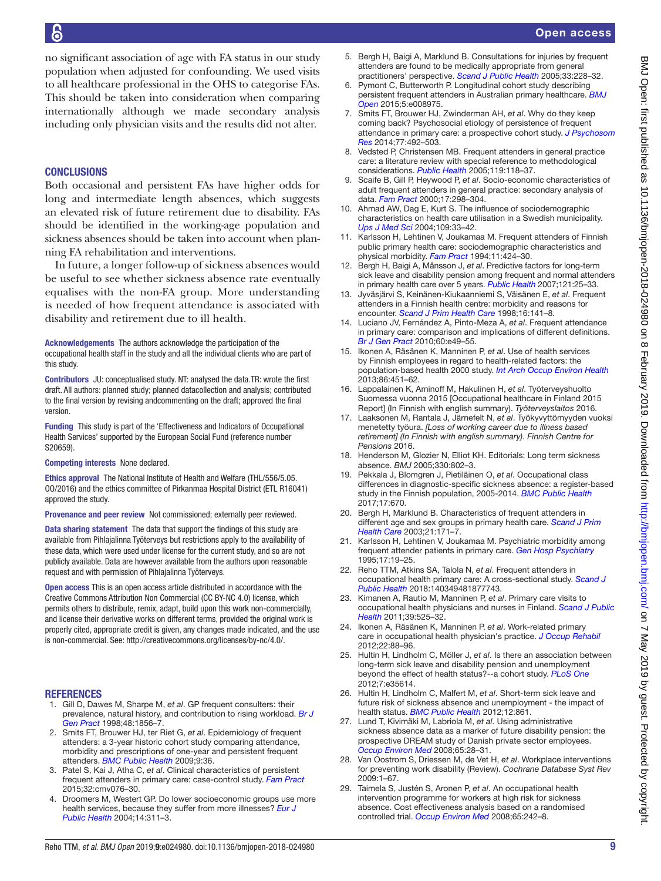no significant association of age with FA status in our study population when adjusted for confounding. We used visits to all healthcare professional in the OHS to categorise FAs. This should be taken into consideration when comparing internationally although we made secondary analysis including only physician visits and the results did not alter.

## CONCLUSIONS

Both occasional and persistent FAs have higher odds for long and intermediate length absences, which suggests an elevated risk of future retirement due to disability. FAs should be identified in the working-age population and sickness absences should be taken into account when planning FA rehabilitation and interventions.

In future, a longer follow-up of sickness absences would be useful to see whether sickness absence rate eventually equalises with the non-FA group. More understanding is needed of how frequent attendance is associated with disability and retirement due to ill health.

**Acknowledgements** The authors acknowledge the participation of the occupational health staff in the study and all the individual clients who are part of this study.

**Contributors** JU: conceptualised study. NT: analysed the data.TR: wrote the first draft. All authors: planned study; planned datacollection and analysis; contributed to the final version by revising andcommenting on the draft; approved the final version.

**Funding** This study is part of the 'Effectiveness and Indicators of Occupational Health Services' supported by the European Social Fund (reference number S20659).

**Competing interests** None declared.

**Ethics approval** The National Institute of Health and Welfare (THL/556/5.05.00/2016) and the ethics committee of Pirkanmaa Hospital District (ETL R16041) approved the study.

**Provenance and peer review** Not commissioned; externally peer reviewed.

**Data sharing statement** The data that support the findings of this study are available from Pihlajalinna Työterveys but restrictions apply to the availability of these data, which were used under license for the current study, and so are not publicly available. Data are however available from the authors upon reasonable request and with permission of Pihlajalinna Työterveys.

**Open access** This is an open access article distributed in accordance with the Creative Commons Attribution Non Commercial (CC BY-NC 4.0) license, which permits others to distribute, remix, adapt, build upon this work non-commercially, and license their derivative works on different terms, provided the original work is properly cited, appropriate credit is given, any changes made indicated, and the use is non-commercial. See: http://creativecommons.org/licenses/by-nc/4.0/.

## REFERENCES

1. Gill D, Dawes M, Sharpe M, *et al*. GP frequent consulters: their prevalence, natural history, and contribution to rising workload. *Br J Gen Pract* 1998;48:1856–7.
2. Smits FT, Brouwer HJ, ter Riet G, *et al*. Epidemiology of frequent attenders: a 3-year historic cohort study comparing attendance, morbidity and prescriptions of one-year and persistent frequent attenders. *BMC Public Health* 2009;9:36.
3. Patel S, Kai J, Atha C, *et al*. Clinical characteristics of persistent frequent attenders in primary care: case-control study. *Fam Pract* 2015;32:cmv076–30.
4. Droomers M, Westert GP. Do lower socioeconomic groups use more health services, because they suffer from more illnesses? *Eur J Public Health* 2004;14:311–3.
5. Bergh H, Baigi A, Marklund B. Consultations for injuries by frequent attenders are found to be medically appropriate from general practitioners' perspective. *Scand J Public Health* 2005;33:228–32.
6. Pymont C, Butterworth P. Longitudinal cohort study describing persistent frequent attenders in Australian primary healthcare. *BMJ Open* 2015;5:e008975.
7. Smits FT, Brouwer HJ, Zwinderman AH, *et al*. Why do they keep coming back? Psychosocial etiology of persistence of frequent attendance in primary care: a prospective cohort study. *J Psychosom Res* 2014;77:492–503.
8. Vedsted P, Christensen MB. Frequent attenders in general practice care: a literature review with special reference to methodological considerations. *Public Health* 2005;119:118–37.
9. Scaife B, Gill P, Heywood P, *et al*. Socio-economic characteristics of adult frequent attenders in general practice: secondary analysis of data. *Fam Pract* 2000;17:298–304.
10. Ahmad AW, Dag E, Kurt S. The influence of sociodemographic characteristics on health care utilisation in a Swedish municipality. *Ups J Med Sci* 2004;109:33–42.
11. Karlsson H, Lehtinen V, Joukamaa M. Frequent attenders of Finnish public primary health care: sociodemographic characteristics and physical morbidity. *Fam Pract* 1994;11:424–30.
12. Bergh H, Baigi A, Månsson J, *et al*. Predictive factors for long-term sick leave and disability pension among frequent and normal attenders in primary health care over 5 years. *Public Health* 2007;121:25–33.
13. Jyväsjärvi S, Keinänen-Kiukaanniemi S, Väisänen E, *et al*. Frequent attenders in a Finnish health centre: morbidity and reasons for encounter. *Scand J Prim Health Care* 1998;16:141–8.
14. Luciano JV, Fernández A, Pinto-Meza A, *et al*. Frequent attendance in primary care: comparison and implications of different definitions. *Br J Gen Pract* 2010;60:e49–55.
15. Ikonen A, Räsänen K, Manninen P, *et al*. Use of health services by Finnish employees in regard to health-related factors: the population-based health 2000 study. *Int Arch Occup Environ Health* 2013;86:451–62.
16. Lappalainen K, Aminoff M, Hakulinen H, *et al*. Työterveyshuolto Suomessa vuonna 2015 [Occupational healthcare in Finland 2015 Report] (In Finnish with english summary). *Työterveyslaitos* 2016.
17. Laaksonen M, Rantala J, Järnefelt N, *et al*. Työkyvyttömyyden vuoksi menetetty työura. *[Loss of working career due to illness based retirement] (In Finnish with english summary). Finnish Centre for Pensions* 2016.
18. Henderson M, Glozier N, Elliot KH. Editorials: Long term sickness absence. *BMJ* 2005;330:802–3.
19. Pekkala J, Blomgren J, Pietiläinen O, *et al*. Occupational class differences in diagnostic-specific sickness absence: a register-based study in the Finnish population, 2005-2014. *BMC Public Health* 2017;17:670.
20. Bergh H, Marklund B. Characteristics of frequent attenders in different age and sex groups in primary health care. *Scand J Prim Health Care* 2003;21:171–7.
21. Karlsson H, Lehtinen V, Joukamaa M. Psychiatric morbidity among frequent attender patients in primary care. *Gen Hosp Psychiatry* 1995;17:19–25.
22. Reho TTM, Atkins SA, Talola N, *et al*. Frequent attenders in occupational health primary care: A cross-sectional study. *Scand J Public Health* 2018:140349481877743.
23. Kimanen A, Rautio M, Manninen P, *et al*. Primary care visits to occupational health physicians and nurses in Finland. *Scand J Public Health* 2011;39:525–32.
24. Ikonen A, Räsänen K, Manninen P, *et al*. Work-related primary care in occupational health physician's practice. *J Occup Rehabil* 2012;22:88–96.
25. Hultin H, Lindholm C, Möller J, *et al*. Is there an association between long-term sick leave and disability pension and unemployment beyond the effect of health status?--a cohort study. *PLoS One* 2012;7:e35614.
26. Hultin H, Lindholm C, Malfert M, *et al*. Short-term sick leave and future risk of sickness absence and unemployment - the impact of health status. *BMC Public Health* 2012;12:861.
27. Lund T, Kivimäki M, Labriola M, *et al*. Using administrative sickness absence data as a marker of future disability pension: the prospective DREAM study of Danish private sector employees. *Occup Environ Med* 2008;65:28–31.
28. Van Oostrom S, Driessen M, de Vet H, *et al*. Workplace interventions for preventing work disability (Review). *Cochrane Database Syst Rev* 2009:1–67.
29. Taimela S, Justén S, Aronen P, *et al*. An occupational health intervention programme for workers at high risk for sickness absence. Cost effectiveness analysis based on a randomised controlled trial. *Occup Environ Med* 2008;65:242–8.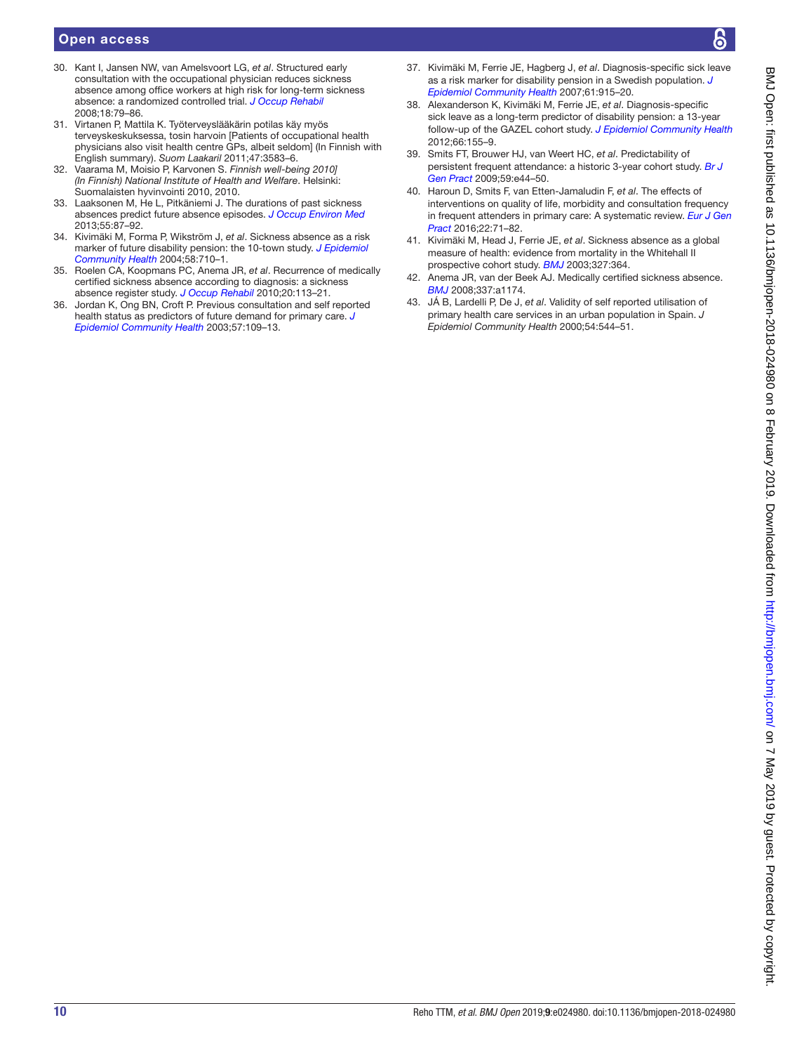30. Kant I, Jansen NW, van Amelsvoort LG, *et al*. Structured early consultation with the occupational physician reduces sickness absence among office workers at high risk for long-term sickness absence: a randomized controlled trial. *J Occup Rehabil* 2008;18:79–86.
31. Virtanen P, Mattila K. Työterveyslääkärin potilas käy myös terveyskeskuksessa, tosin harvoin [Patients of occupational health physicians also visit health centre GPs, albeit seldom] (In Finnish with English summary). *Suom Laakaril* 2011;47:3583–6.
32. Vaarama M, Moisio P, Karvonen S. *Finnish well-being 2010] (In Finnish) National Institute of Health and Welfare*. Helsinki: Suomalaisten hyvinvointi 2010, 2010.
33. Laaksonen M, He L, Pitkäniemi J. The durations of past sickness absences predict future absence episodes. *J Occup Environ Med* 2013;55:87–92.
34. Kivimäki M, Forma P, Wikström J, *et al*. Sickness absence as a risk marker of future disability pension: the 10-town study. *J Epidemiol Community Health* 2004;58:710–1.
35. Roelen CA, Koopmans PC, Anema JR, *et al*. Recurrence of medically certified sickness absence according to diagnosis: a sickness absence register study. *J Occup Rehabil* 2010;20:113–21.
36. Jordan K, Ong BN, Croft P. Previous consultation and self reported health status as predictors of future demand for primary care. *J Epidemiol Community Health* 2003;57:109–13.
37. Kivimäki M, Ferrie JE, Hagberg J, *et al*. Diagnosis-specific sick leave as a risk marker for disability pension in a Swedish population. *J Epidemiol Community Health* 2007;61:915–20.
38. Alexanderson K, Kivimäki M, Ferrie JE, *et al*. Diagnosis-specific sick leave as a long-term predictor of disability pension: a 13-year follow-up of the GAZEL cohort study. *J Epidemiol Community Health* 2012;66:155–9.
39. Smits FT, Brouwer HJ, van Weert HC, *et al*. Predictability of persistent frequent attendance: a historic 3-year cohort study. *Br J Gen Pract* 2009;59:e44–50.
40. Haroun D, Smits F, van Etten-Jamaludin F, *et al*. The effects of interventions on quality of life, morbidity and consultation frequency in frequent attenders in primary care: A systematic review. *Eur J Gen Pract* 2016;22:71–82.
41. Kivimäki M, Head J, Ferrie JE, *et al*. Sickness absence as a global measure of health: evidence from mortality in the Whitehall II prospective cohort study. *BMJ* 2003;327:364.
42. Anema JR, van der Beek AJ. Medically certified sickness absence. *BMJ* 2008;337:a1174.
43. JÁ B, Lardelli P, De J, *et al*. Validity of self reported utilisation of primary health care services in an urban population in Spain. *J Epidemiol Community Health* 2000;54:544–51.